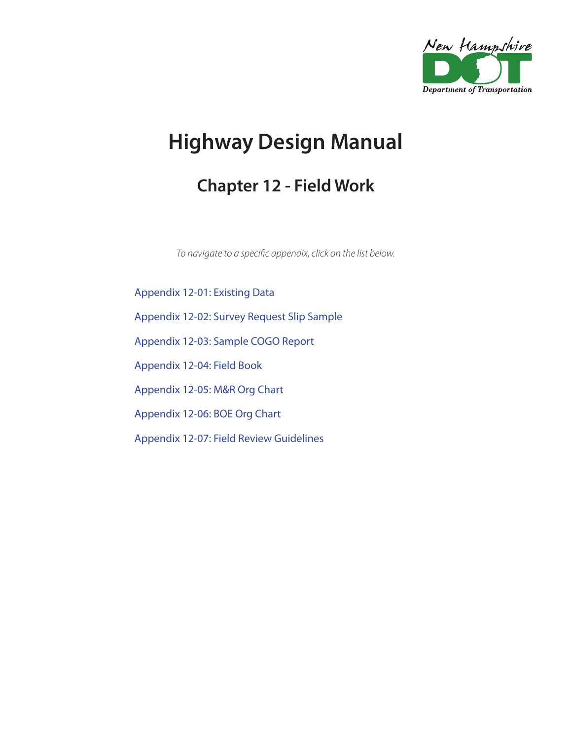# Highway Design Manual

## Chapter 12 - Field Work

*To navigate to a specific appendix, click on the list below.*

Appendix 12-01: Existing Data

Appendix 12-02: Survey Request Slip Sample

Appendix 12-03: Sample COGO Report

Appendix 12-04: Field Book

Appendix 12-05: M&R Org Chart

Appendix 12-06: BOE Org Chart

Appendix 12-07: Field Review Guidelines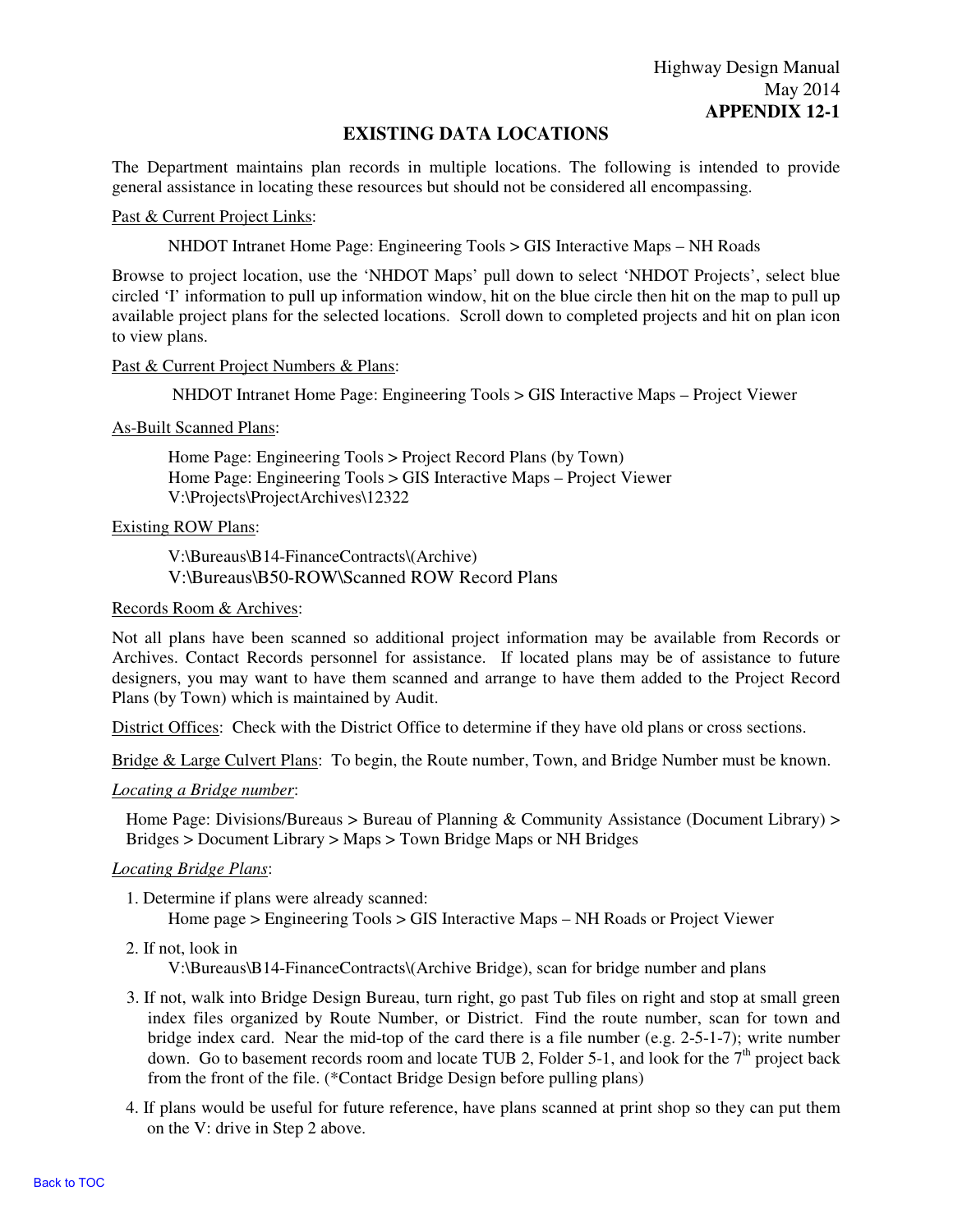# APPENDIX 12-1

## EXISTING DATA LOCATIONS

The Department maintains plan records in multiple locations. The following is intended to provide general assistance in locating these resources but should not be considered all encompassing.

Past & Current Project Links:

> NHDOT Intranet Home Page: Engineering Tools > GIS Interactive Maps – NH Roads

Browse to project location, use the 'NHDOT Maps' pull down to select 'NHDOT Projects', select blue circled 'I' information to pull up information window, hit on the blue circle then hit on the map to pull up available project plans for the selected locations. Scroll down to completed projects and hit on plan icon to view plans.

Past & Current Project Numbers & Plans:

> NHDOT Intranet Home Page: Engineering Tools > GIS Interactive Maps – Project Viewer

As-Built Scanned Plans:

> Home Page: Engineering Tools > Project Record Plans (by Town)
> Home Page: Engineering Tools > GIS Interactive Maps – Project Viewer
> V:\Projects\ProjectArchives\12322

Existing ROW Plans:

> V:\Bureaus\B14-FinanceContracts\(Archive)
> V:\Bureaus\B50-ROW\Scanned ROW Record Plans

Records Room & Archives:

Not all plans have been scanned so additional project information may be available from Records or Archives. Contact Records personnel for assistance. If located plans may be of assistance to future designers, you may want to have them scanned and arrange to have them added to the Project Record Plans (by Town) which is maintained by Audit.

District Offices: Check with the District Office to determine if they have old plans or cross sections.

Bridge & Large Culvert Plans: To begin, the Route number, Town, and Bridge Number must be known.

*Locating a Bridge number*:

> Home Page: Divisions/Bureaus > Bureau of Planning & Community Assistance (Document Library) > Bridges > Document Library > Maps > Town Bridge Maps or NH Bridges

*Locating Bridge Plans*:

1. Determine if plans were already scanned:
   Home page > Engineering Tools > GIS Interactive Maps – NH Roads or Project Viewer
2. If not, look in
   V:\Bureaus\B14-FinanceContracts\(Archive Bridge), scan for bridge number and plans
3. If not, walk into Bridge Design Bureau, turn right, go past Tub files on right and stop at small green index files organized by Route Number, or District. Find the route number, scan for town and bridge index card. Near the mid-top of the card there is a file number (e.g. 2-5-1-7); write number down. Go to basement records room and locate TUB 2, Folder 5-1, and look for the 7th project back from the front of the file. (*Contact Bridge Design before pulling plans)
4. If plans would be useful for future reference, have plans scanned at print shop so they can put them on the V: drive in Step 2 above.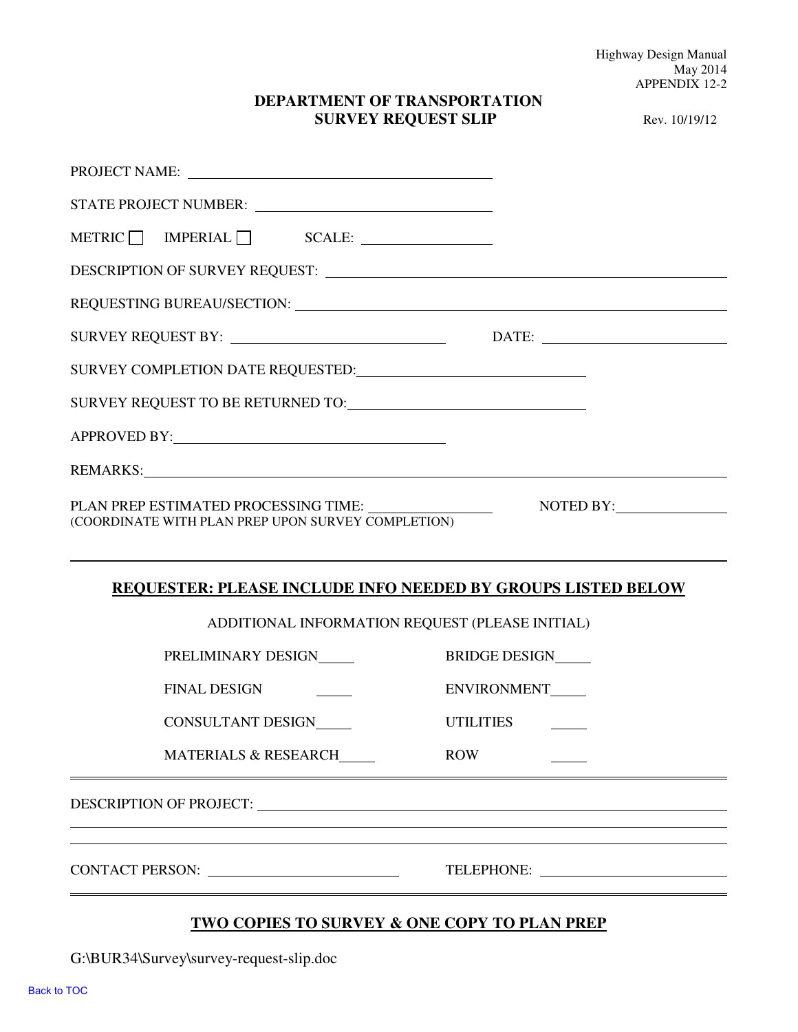Highway Design Manual
May 2014
APPENDIX 12-2

# DEPARTMENT OF TRANSPORTATION
# SURVEY REQUEST SLIP

Rev. 10/19/12

PROJECT NAME: ______________________________

STATE PROJECT NUMBER: ______________________________

METRIC ☐ IMPERIAL ☐ SCALE: ______________

DESCRIPTION OF SURVEY REQUEST: ______________________________

REQUESTING BUREAU/SECTION: ______________________________

SURVEY REQUEST BY: ______________________ DATE: ______________________

SURVEY COMPLETION DATE REQUESTED: ______________________

SURVEY REQUEST TO BE RETURNED TO: ______________________

APPROVED BY: ______________________

REMARKS: ______________________________

PLAN PREP ESTIMATED PROCESSING TIME: ______________ NOTED BY: ______________
(COORDINATE WITH PLAN PREP UPON SURVEY COMPLETION)

---

**REQUESTER: PLEASE INCLUDE INFO NEEDED BY GROUPS LISTED BELOW**

ADDITIONAL INFORMATION REQUEST (PLEASE INITIAL)

| | |
|---|---|
| PRELIMINARY DESIGN _____ | BRIDGE DESIGN _____ |
| FINAL DESIGN _____ | ENVIRONMENT _____ |
| CONSULTANT DESIGN _____ | UTILITIES _____ |
| MATERIALS & RESEARCH _____ | ROW _____ |

---

DESCRIPTION OF PROJECT: ______________________________

CONTACT PERSON: ______________________ TELEPHONE: ______________________

---

**TWO COPIES TO SURVEY & ONE COPY TO PLAN PREP**

G:\BUR34\Survey\survey-request-slip.doc

Back to TOC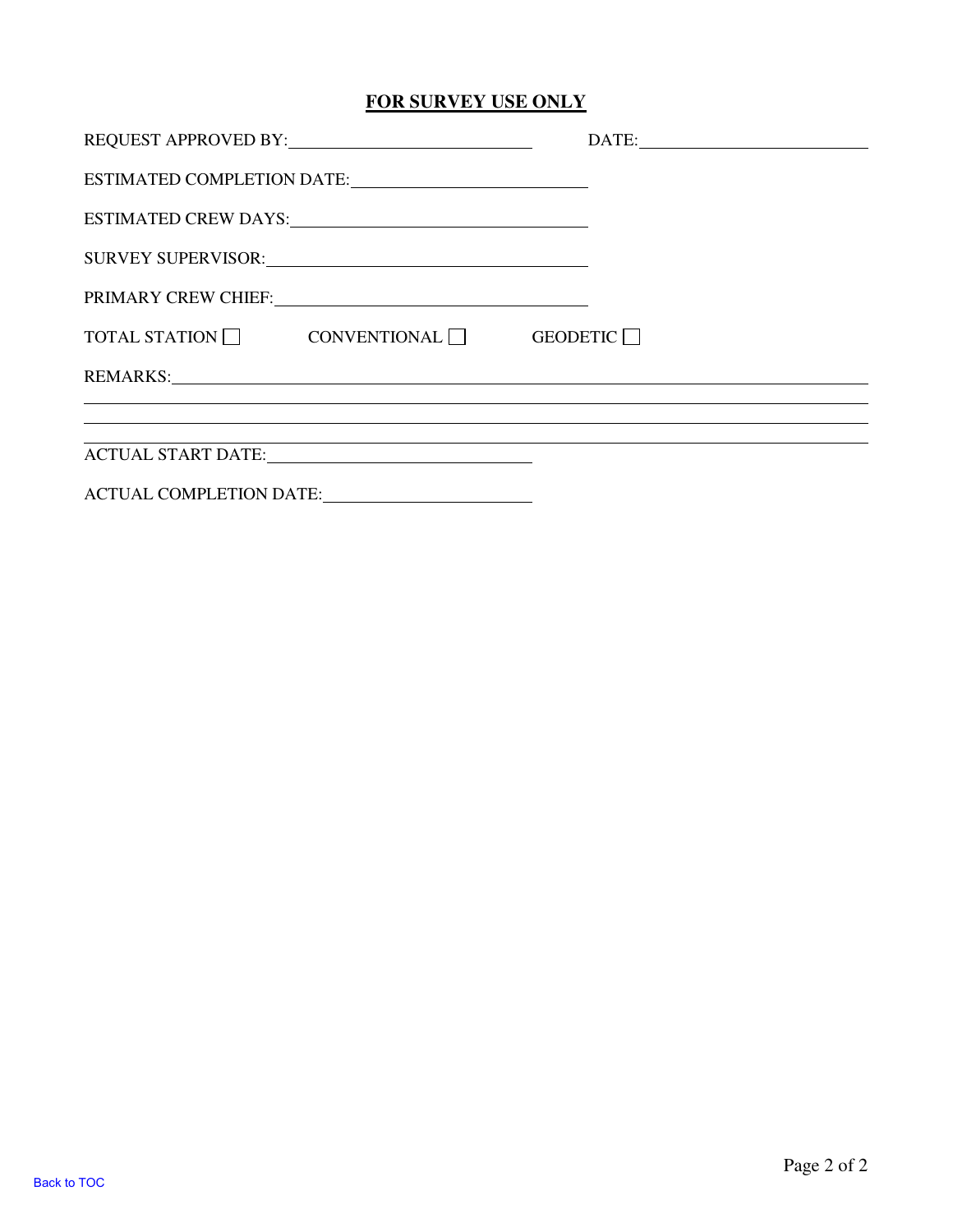## FOR SURVEY USE ONLY

REQUEST APPROVED BY: \_\_\_\_\_\_\_\_\_\_\_\_\_\_\_\_\_\_\_\_\_\_\_\_ DATE: \_\_\_\_\_\_\_\_\_\_\_\_\_\_\_\_\_\_\_\_\_\_\_\_

ESTIMATED COMPLETION DATE: \_\_\_\_\_\_\_\_\_\_\_\_\_\_\_\_\_\_\_\_\_\_\_\_

ESTIMATED CREW DAYS: \_\_\_\_\_\_\_\_\_\_\_\_\_\_\_\_\_\_\_\_\_\_\_\_

SURVEY SUPERVISOR: \_\_\_\_\_\_\_\_\_\_\_\_\_\_\_\_\_\_\_\_\_\_\_\_

PRIMARY CREW CHIEF: \_\_\_\_\_\_\_\_\_\_\_\_\_\_\_\_\_\_\_\_\_\_\_\_

TOTAL STATION ☐ CONVENTIONAL ☐ GEODETIC ☐

REMARKS: \_\_\_\_\_\_\_\_\_\_\_\_\_\_\_\_\_\_\_\_\_\_\_\_\_\_\_\_\_\_\_\_\_\_\_\_\_\_\_\_\_\_\_\_\_\_\_\_\_\_\_\_\_\_\_\_\_\_\_\_\_\_\_\_\_\_\_\_\_\_

\_\_\_\_\_\_\_\_\_\_\_\_\_\_\_\_\_\_\_\_\_\_\_\_\_\_\_\_\_\_\_\_\_\_\_\_\_\_\_\_\_\_\_\_\_\_\_\_\_\_\_\_\_\_\_\_\_\_\_\_\_\_\_\_\_\_\_\_\_\_\_\_\_\_\_\_\_\_\_\_\_\_

\_\_\_\_\_\_\_\_\_\_\_\_\_\_\_\_\_\_\_\_\_\_\_\_\_\_\_\_\_\_\_\_\_\_\_\_\_\_\_\_\_\_\_\_\_\_\_\_\_\_\_\_\_\_\_\_\_\_\_\_\_\_\_\_\_\_\_\_\_\_\_\_\_\_\_\_\_\_\_\_\_\_

\_\_\_\_\_\_\_\_\_\_\_\_\_\_\_\_\_\_\_\_\_\_\_\_\_\_\_\_\_\_\_\_\_\_\_\_\_\_\_\_\_\_\_\_\_\_\_\_\_\_\_\_\_\_\_\_\_\_\_\_\_\_\_\_\_\_\_\_\_\_\_\_\_\_\_\_\_\_\_\_\_\_

ACTUAL START DATE: \_\_\_\_\_\_\_\_\_\_\_\_\_\_\_\_\_\_\_\_\_\_\_\_

ACTUAL COMPLETION DATE: \_\_\_\_\_\_\_\_\_\_\_\_\_\_\_\_\_\_\_\_\_\_\_\_

Back to TOC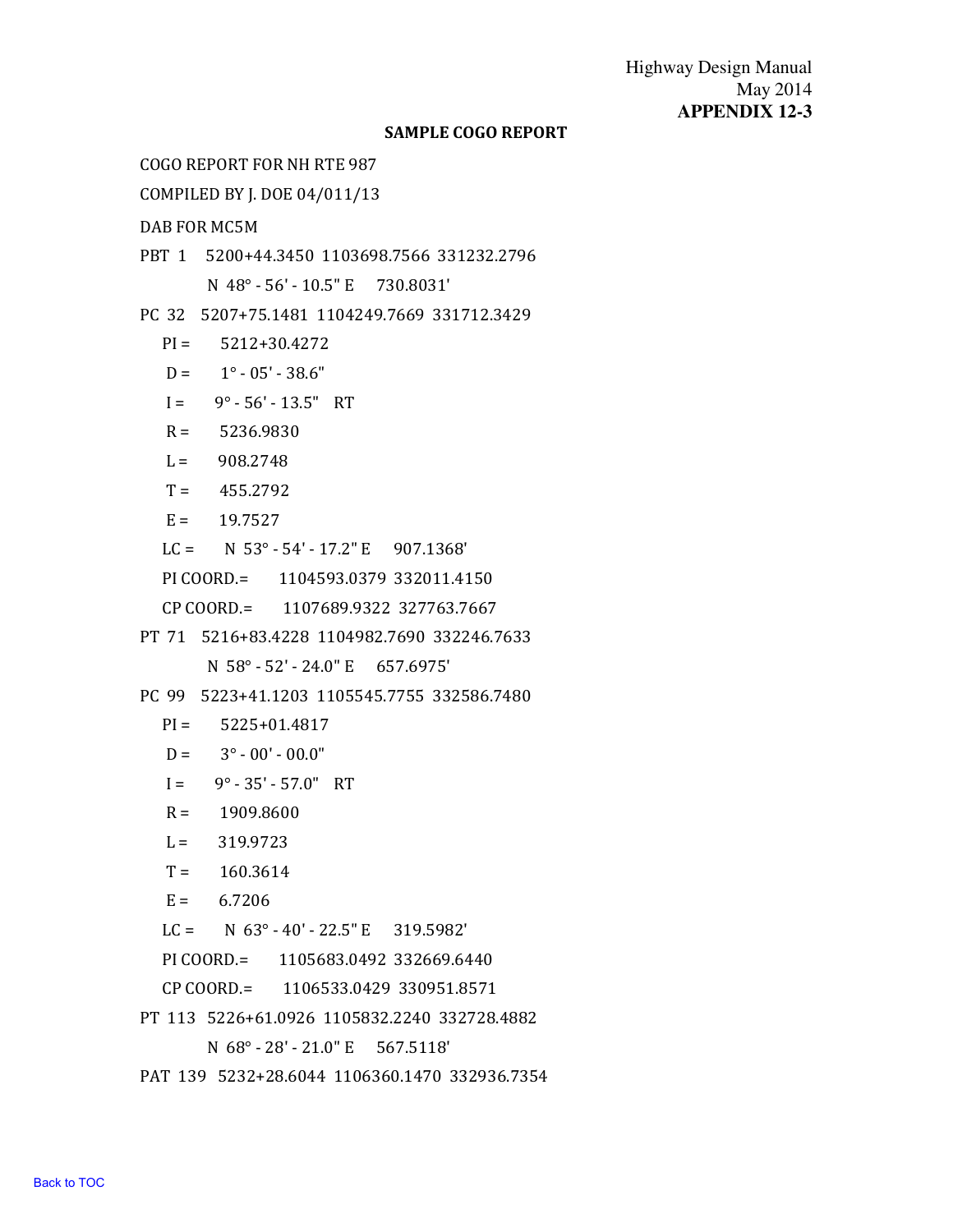## SAMPLE COGO REPORT

COGO REPORT FOR NH RTE 987

COMPILED BY J. DOE 04/011/13

DAB FOR MC5M

PBT 1 5200+44.3450 1103698.7566 331232.2796

N 48° - 56' - 10.5" E 730.8031'

PC 32 5207+75.1481 1104249.7669 331712.3429

PI = 5212+30.4272

D = 1° - 05' - 38.6"

I = 9° - 56' - 13.5" RT

R = 5236.9830

L = 908.2748

T = 455.2792

E = 19.7527

LC = N 53° - 54' - 17.2" E 907.1368'

PI COORD.= 1104593.0379 332011.4150

CP COORD.= 1107689.9322 327763.7667

PT 71 5216+83.4228 1104982.7690 332246.7633

N 58° - 52' - 24.0" E 657.6975'

PC 99 5223+41.1203 1105545.7755 332586.7480

PI = 5225+01.4817

D = 3° - 00' - 00.0"

I = 9° - 35' - 57.0" RT

R = 1909.8600

L = 319.9723

T = 160.3614

E = 6.7206

LC = N 63° - 40' - 22.5" E 319.5982'

PI COORD.= 1105683.0492 332669.6440

CP COORD.= 1106533.0429 330951.8571

PT 113 5226+61.0926 1105832.2240 332728.4882

N 68° - 28' - 21.0" E 567.5118'

PAT 139 5232+28.6044 1106360.1470 332936.7354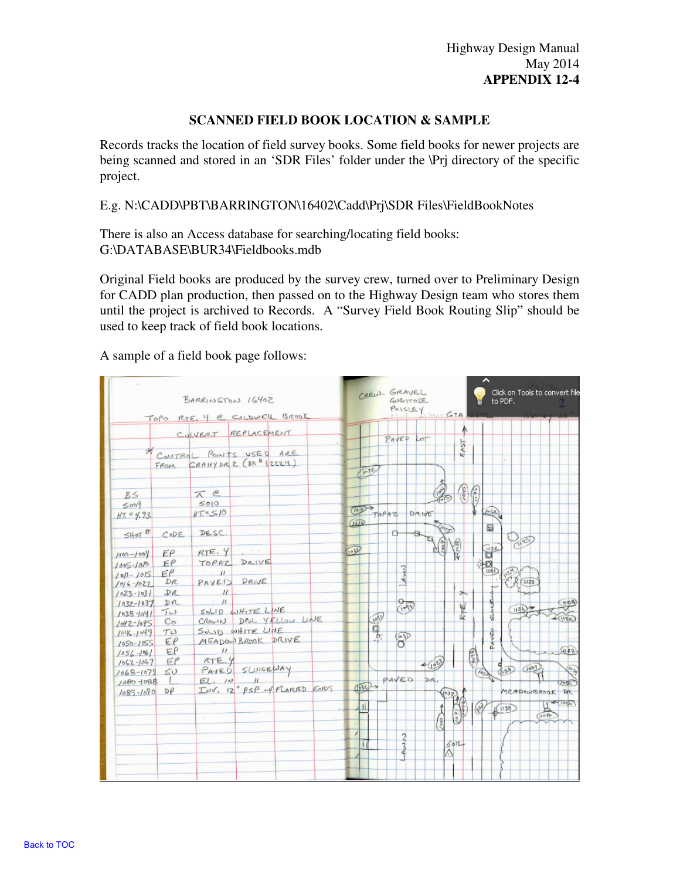## SCANNED FIELD BOOK LOCATION & SAMPLE

Records tracks the location of field survey books. Some field books for newer projects are being scanned and stored in an 'SDR Files' folder under the \Prj directory of the specific project.

E.g. N:\CADD\PBT\BARRINGTON\16402\Cadd\Prj\SDR Files\FieldBookNotes

There is also an Access database for searching/locating field books:
G:\DATABASE\BUR34\Fieldbooks.mdb

Original Field books are produced by the survey crew, turned over to Preliminary Design for CADD plan production, then passed on to the Highway Design team who stores them until the project is archived to Records. A "Survey Field Book Routing Slip" should be used to keep track of field book locations.

A sample of a field book page follows: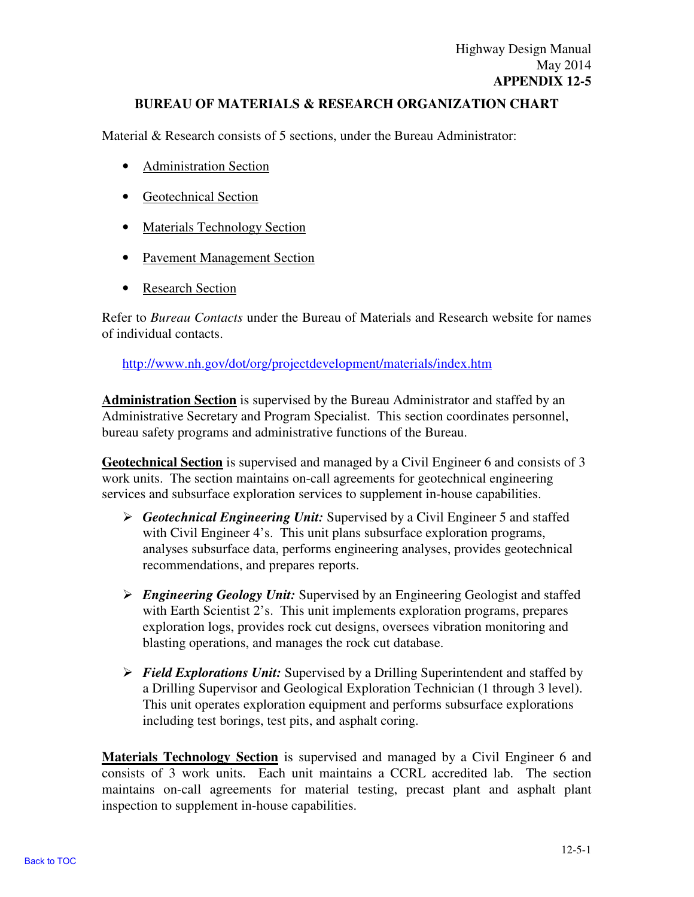## APPENDIX 12-5

### BUREAU OF MATERIALS & RESEARCH ORGANIZATION CHART

Material & Research consists of 5 sections, under the Bureau Administrator:

- Administration Section
- Geotechnical Section
- Materials Technology Section
- Pavement Management Section
- Research Section

Refer to *Bureau Contacts* under the Bureau of Materials and Research website for names of individual contacts.

http://www.nh.gov/dot/org/projectdevelopment/materials/index.htm

**Administration Section** is supervised by the Bureau Administrator and staffed by an Administrative Secretary and Program Specialist. This section coordinates personnel, bureau safety programs and administrative functions of the Bureau.

**Geotechnical Section** is supervised and managed by a Civil Engineer 6 and consists of 3 work units. The section maintains on-call agreements for geotechnical engineering services and subsurface exploration services to supplement in-house capabilities.

- ***Geotechnical Engineering Unit:*** Supervised by a Civil Engineer 5 and staffed with Civil Engineer 4's. This unit plans subsurface exploration programs, analyses subsurface data, performs engineering analyses, provides geotechnical recommendations, and prepares reports.
- ***Engineering Geology Unit:*** Supervised by an Engineering Geologist and staffed with Earth Scientist 2's. This unit implements exploration programs, prepares exploration logs, provides rock cut designs, oversees vibration monitoring and blasting operations, and manages the rock cut database.
- ***Field Explorations Unit:*** Supervised by a Drilling Superintendent and staffed by a Drilling Supervisor and Geological Exploration Technician (1 through 3 level). This unit operates exploration equipment and performs subsurface explorations including test borings, test pits, and asphalt coring.

**Materials Technology Section** is supervised and managed by a Civil Engineer 6 and consists of 3 work units. Each unit maintains a CCRL accredited lab. The section maintains on-call agreements for material testing, precast plant and asphalt plant inspection to supplement in-house capabilities.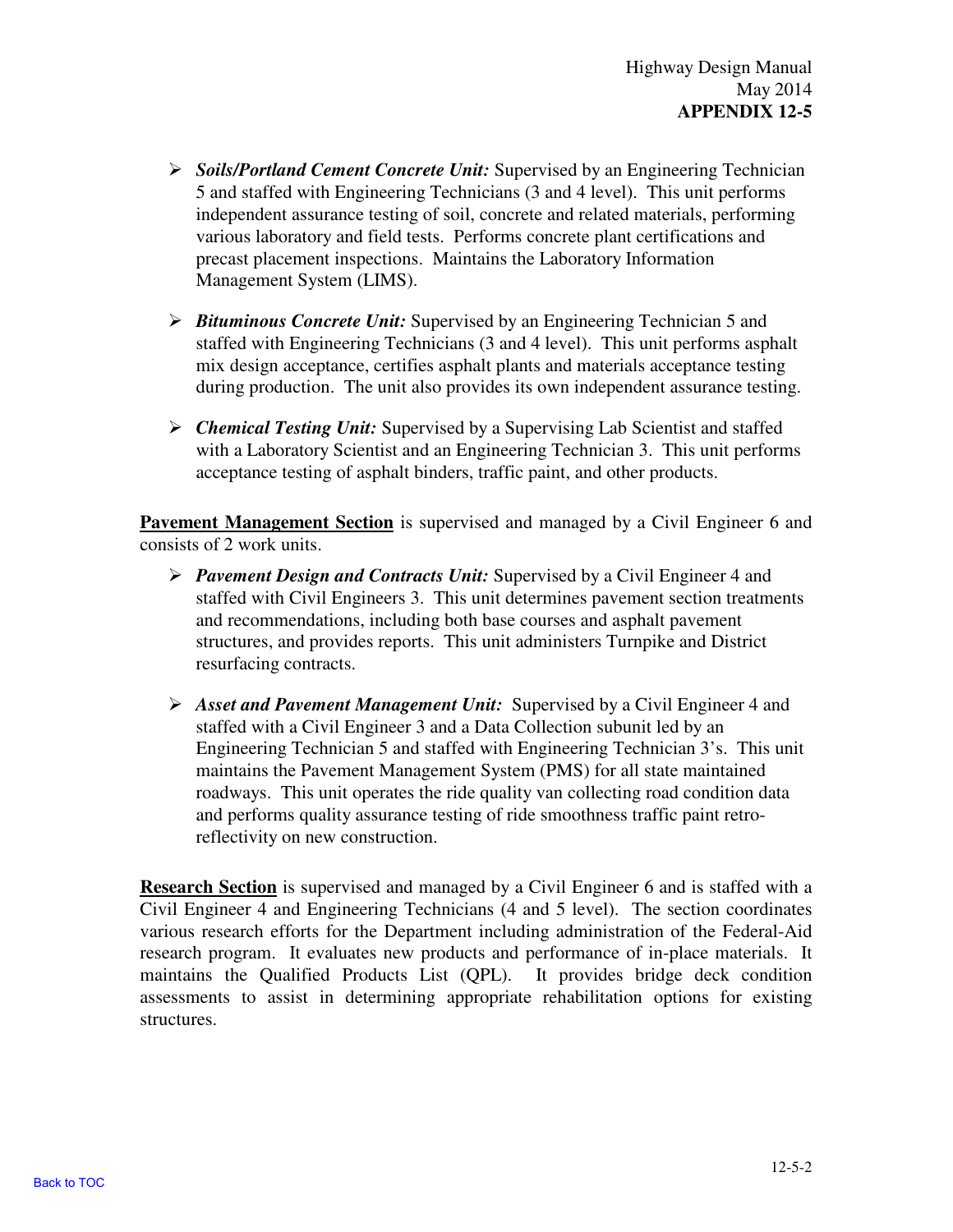- ***Soils/Portland Cement Concrete Unit:*** Supervised by an Engineering Technician 5 and staffed with Engineering Technicians (3 and 4 level). This unit performs independent assurance testing of soil, concrete and related materials, performing various laboratory and field tests. Performs concrete plant certifications and precast placement inspections. Maintains the Laboratory Information Management System (LIMS).

- ***Bituminous Concrete Unit:*** Supervised by an Engineering Technician 5 and staffed with Engineering Technicians (3 and 4 level). This unit performs asphalt mix design acceptance, certifies asphalt plants and materials acceptance testing during production. The unit also provides its own independent assurance testing.

- ***Chemical Testing Unit:*** Supervised by a Supervising Lab Scientist and staffed with a Laboratory Scientist and an Engineering Technician 3. This unit performs acceptance testing of asphalt binders, traffic paint, and other products.

**Pavement Management Section** is supervised and managed by a Civil Engineer 6 and consists of 2 work units.

- ***Pavement Design and Contracts Unit:*** Supervised by a Civil Engineer 4 and staffed with Civil Engineers 3. This unit determines pavement section treatments and recommendations, including both base courses and asphalt pavement structures, and provides reports. This unit administers Turnpike and District resurfacing contracts.

- ***Asset and Pavement Management Unit:*** Supervised by a Civil Engineer 4 and staffed with a Civil Engineer 3 and a Data Collection subunit led by an Engineering Technician 5 and staffed with Engineering Technician 3's. This unit maintains the Pavement Management System (PMS) for all state maintained roadways. This unit operates the ride quality van collecting road condition data and performs quality assurance testing of ride smoothness traffic paint retro-reflectivity on new construction.

**Research Section** is supervised and managed by a Civil Engineer 6 and is staffed with a Civil Engineer 4 and Engineering Technicians (4 and 5 level). The section coordinates various research efforts for the Department including administration of the Federal-Aid research program. It evaluates new products and performance of in-place materials. It maintains the Qualified Products List (QPL). It provides bridge deck condition assessments to assist in determining appropriate rehabilitation options for existing structures.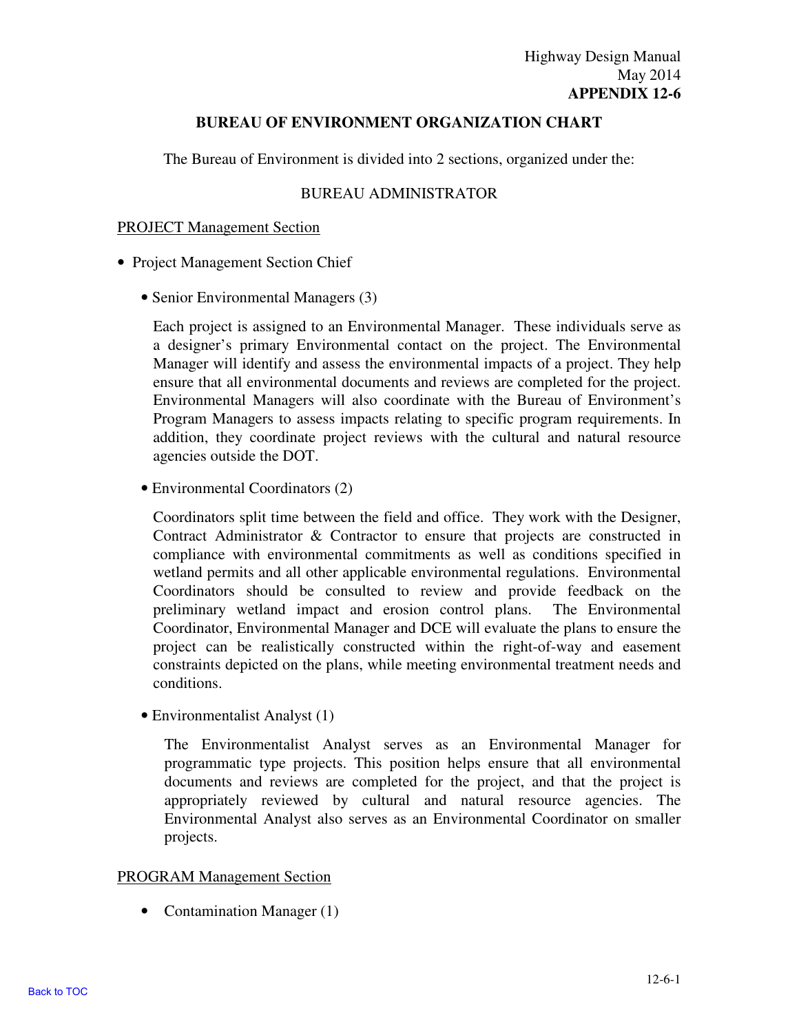Highway Design Manual
May 2014
**APPENDIX 12-6**

## BUREAU OF ENVIRONMENT ORGANIZATION CHART

The Bureau of Environment is divided into 2 sections, organized under the:

BUREAU ADMINISTRATOR

<u>PROJECT Management Section</u>

- Project Management Section Chief
  - Senior Environmental Managers (3)

    Each project is assigned to an Environmental Manager. These individuals serve as a designer's primary Environmental contact on the project. The Environmental Manager will identify and assess the environmental impacts of a project. They help ensure that all environmental documents and reviews are completed for the project. Environmental Managers will also coordinate with the Bureau of Environment's Program Managers to assess impacts relating to specific program requirements. In addition, they coordinate project reviews with the cultural and natural resource agencies outside the DOT.

  - Environmental Coordinators (2)

    Coordinators split time between the field and office. They work with the Designer, Contract Administrator & Contractor to ensure that projects are constructed in compliance with environmental commitments as well as conditions specified in wetland permits and all other applicable environmental regulations. Environmental Coordinators should be consulted to review and provide feedback on the preliminary wetland impact and erosion control plans. The Environmental Coordinator, Environmental Manager and DCE will evaluate the plans to ensure the project can be realistically constructed within the right-of-way and easement constraints depicted on the plans, while meeting environmental treatment needs and conditions.

  - Environmentalist Analyst (1)

    The Environmentalist Analyst serves as an Environmental Manager for programmatic type projects. This position helps ensure that all environmental documents and reviews are completed for the project, and that the project is appropriately reviewed by cultural and natural resource agencies. The Environmental Analyst also serves as an Environmental Coordinator on smaller projects.

<u>PROGRAM Management Section</u>

- Contamination Manager (1)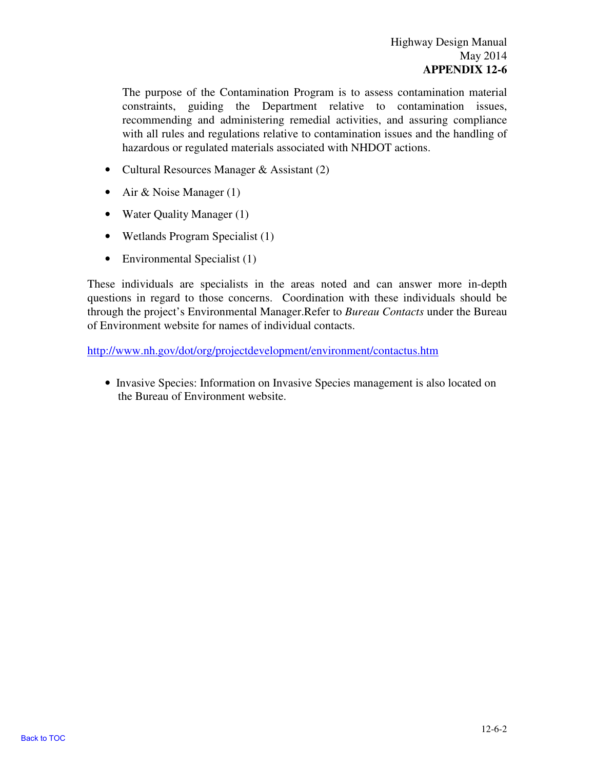The purpose of the Contamination Program is to assess contamination material constraints, guiding the Department relative to contamination issues, recommending and administering remedial activities, and assuring compliance with all rules and regulations relative to contamination issues and the handling of hazardous or regulated materials associated with NHDOT actions.

- Cultural Resources Manager & Assistant (2)
- Air & Noise Manager (1)
- Water Quality Manager (1)
- Wetlands Program Specialist (1)
- Environmental Specialist (1)

These individuals are specialists in the areas noted and can answer more in-depth questions in regard to those concerns. Coordination with these individuals should be through the project's Environmental Manager.Refer to *Bureau Contacts* under the Bureau of Environment website for names of individual contacts.

http://www.nh.gov/dot/org/projectdevelopment/environment/contactus.htm

- Invasive Species: Information on Invasive Species management is also located on the Bureau of Environment website.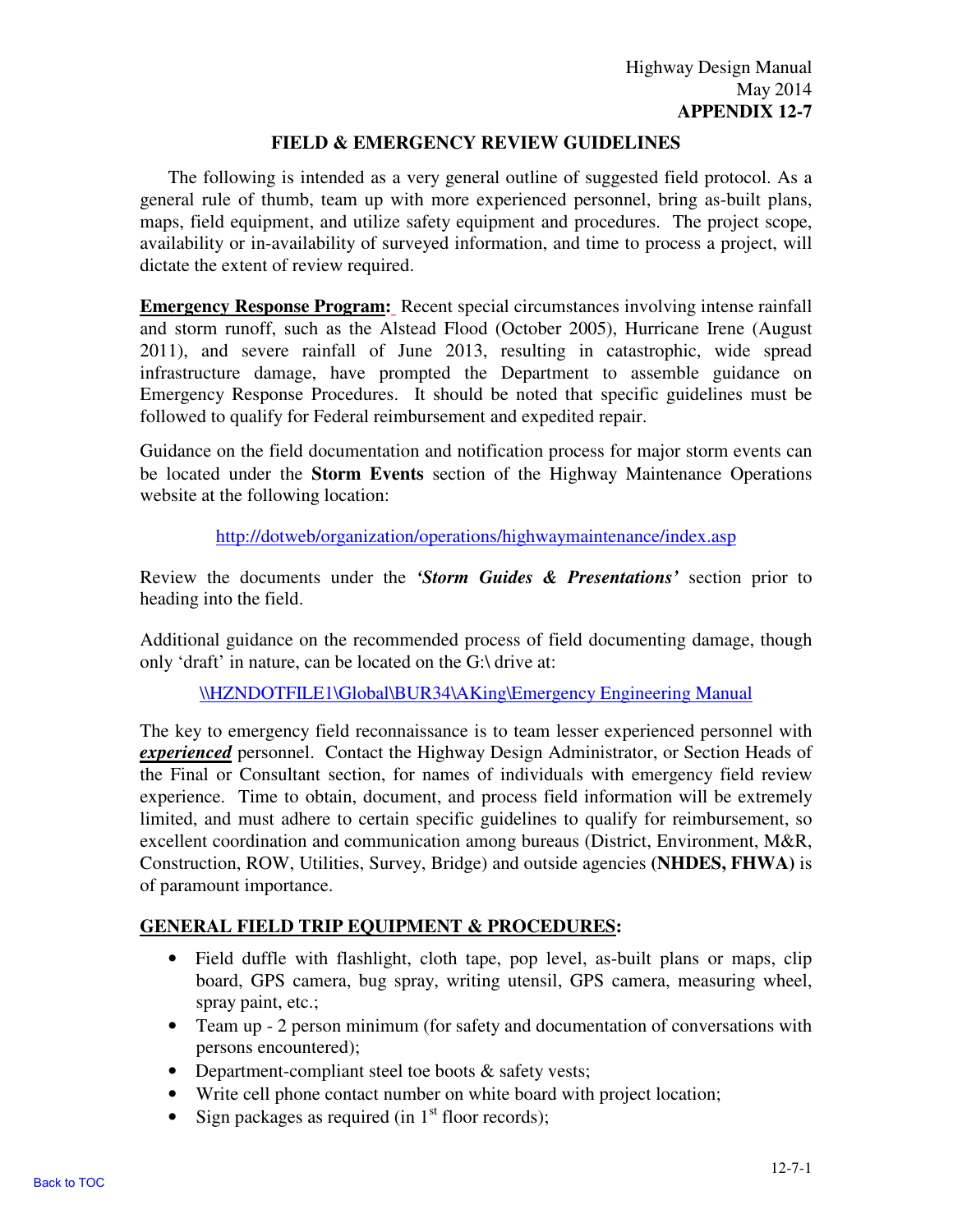Highway Design Manual
May 2014
**APPENDIX 12-7**

## FIELD & EMERGENCY REVIEW GUIDELINES

The following is intended as a very general outline of suggested field protocol. As a general rule of thumb, team up with more experienced personnel, bring as-built plans, maps, field equipment, and utilize safety equipment and procedures. The project scope, availability or in-availability of surveyed information, and time to process a project, will dictate the extent of review required.

**Emergency Response Program:** Recent special circumstances involving intense rainfall and storm runoff, such as the Alstead Flood (October 2005), Hurricane Irene (August 2011), and severe rainfall of June 2013, resulting in catastrophic, wide spread infrastructure damage, have prompted the Department to assemble guidance on Emergency Response Procedures. It should be noted that specific guidelines must be followed to qualify for Federal reimbursement and expedited repair.

Guidance on the field documentation and notification process for major storm events can be located under the **Storm Events** section of the Highway Maintenance Operations website at the following location:

http://dotweb/organization/operations/highwaymaintenance/index.asp

Review the documents under the ***'Storm Guides & Presentations'*** section prior to heading into the field.

Additional guidance on the recommended process of field documenting damage, though only 'draft' in nature, can be located on the G:\ drive at:

\\HZNDOTFILE1\Global\BUR34\AKing\Emergency Engineering Manual

The key to emergency field reconnaissance is to team lesser experienced personnel with ***experienced*** personnel. Contact the Highway Design Administrator, or Section Heads of the Final or Consultant section, for names of individuals with emergency field review experience. Time to obtain, document, and process field information will be extremely limited, and must adhere to certain specific guidelines to qualify for reimbursement, so excellent coordination and communication among bureaus (District, Environment, M&R, Construction, ROW, Utilities, Survey, Bridge) and outside agencies **(NHDES, FHWA)** is of paramount importance.

### GENERAL FIELD TRIP EQUIPMENT & PROCEDURES:

- Field duffle with flashlight, cloth tape, pop level, as-built plans or maps, clip board, GPS camera, bug spray, writing utensil, GPS camera, measuring wheel, spray paint, etc.;
- Team up - 2 person minimum (for safety and documentation of conversations with persons encountered);
- Department-compliant steel toe boots & safety vests;
- Write cell phone contact number on white board with project location;
- Sign packages as required (in 1st floor records);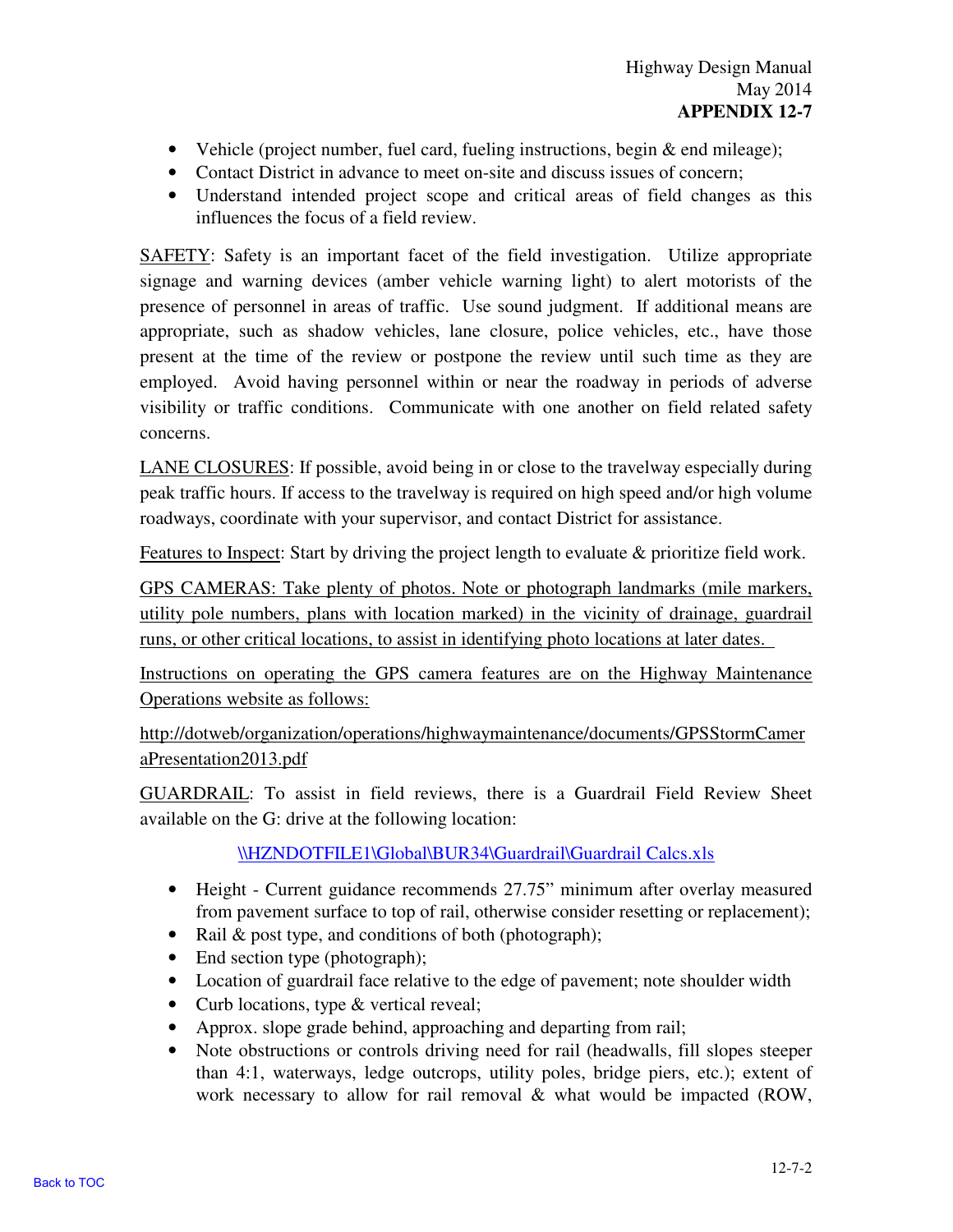- Vehicle (project number, fuel card, fueling instructions, begin & end mileage);
- Contact District in advance to meet on-site and discuss issues of concern;
- Understand intended project scope and critical areas of field changes as this influences the focus of a field review.

SAFETY: Safety is an important facet of the field investigation. Utilize appropriate signage and warning devices (amber vehicle warning light) to alert motorists of the presence of personnel in areas of traffic. Use sound judgment. If additional means are appropriate, such as shadow vehicles, lane closure, police vehicles, etc., have those present at the time of the review or postpone the review until such time as they are employed. Avoid having personnel within or near the roadway in periods of adverse visibility or traffic conditions. Communicate with one another on field related safety concerns.

LANE CLOSURES: If possible, avoid being in or close to the travelway especially during peak traffic hours. If access to the travelway is required on high speed and/or high volume roadways, coordinate with your supervisor, and contact District for assistance.

Features to Inspect: Start by driving the project length to evaluate & prioritize field work.

GPS CAMERAS: Take plenty of photos. Note or photograph landmarks (mile markers, utility pole numbers, plans with location marked) in the vicinity of drainage, guardrail runs, or other critical locations, to assist in identifying photo locations at later dates.

Instructions on operating the GPS camera features are on the Highway Maintenance Operations website as follows:

http://dotweb/organization/operations/highwaymaintenance/documents/GPSStormCameraPresentation2013.pdf

GUARDRAIL: To assist in field reviews, there is a Guardrail Field Review Sheet available on the G: drive at the following location:

\\HZNDOTFILE1\Global\BUR34\Guardrail\Guardrail Calcs.xls

- Height - Current guidance recommends 27.75" minimum after overlay measured from pavement surface to top of rail, otherwise consider resetting or replacement);
- Rail & post type, and conditions of both (photograph);
- End section type (photograph);
- Location of guardrail face relative to the edge of pavement; note shoulder width
- Curb locations, type & vertical reveal;
- Approx. slope grade behind, approaching and departing from rail;
- Note obstructions or controls driving need for rail (headwalls, fill slopes steeper than 4:1, waterways, ledge outcrops, utility poles, bridge piers, etc.); extent of work necessary to allow for rail removal & what would be impacted (ROW,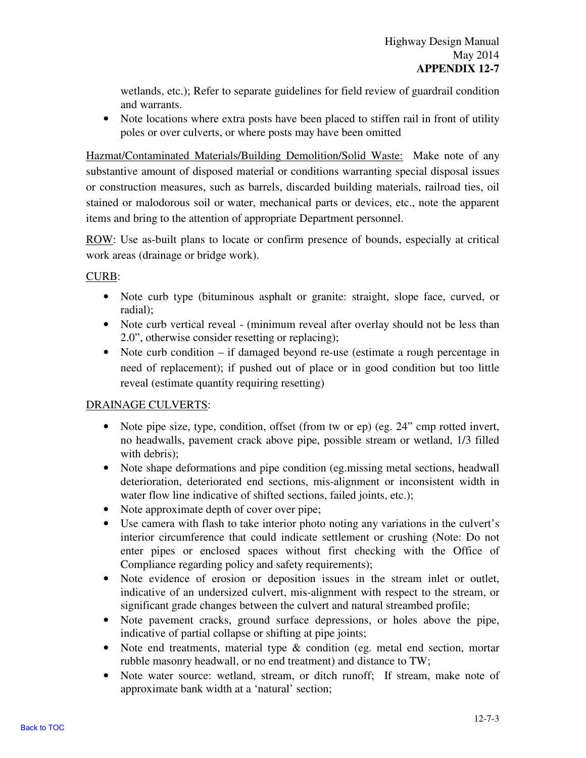wetlands, etc.); Refer to separate guidelines for field review of guardrail condition and warrants.

- Note locations where extra posts have been placed to stiffen rail in front of utility poles or over culverts, or where posts may have been omitted

<u>Hazmat/Contaminated Materials/Building Demolition/Solid Waste:</u> Make note of any substantive amount of disposed material or conditions warranting special disposal issues or construction measures, such as barrels, discarded building materials, railroad ties, oil stained or malodorous soil or water, mechanical parts or devices, etc., note the apparent items and bring to the attention of appropriate Department personnel.

<u>ROW</u>: Use as-built plans to locate or confirm presence of bounds, especially at critical work areas (drainage or bridge work).

<u>CURB</u>:

- Note curb type (bituminous asphalt or granite: straight, slope face, curved, or radial);
- Note curb vertical reveal - (minimum reveal after overlay should not be less than 2.0", otherwise consider resetting or replacing);
- Note curb condition – if damaged beyond re-use (estimate a rough percentage in need of replacement); if pushed out of place or in good condition but too little reveal (estimate quantity requiring resetting)

<u>DRAINAGE CULVERTS</u>:

- Note pipe size, type, condition, offset (from tw or ep) (eg. 24" cmp rotted invert, no headwalls, pavement crack above pipe, possible stream or wetland, 1/3 filled with debris);
- Note shape deformations and pipe condition (eg.missing metal sections, headwall deterioration, deteriorated end sections, mis-alignment or inconsistent width in water flow line indicative of shifted sections, failed joints, etc.);
- Note approximate depth of cover over pipe;
- Use camera with flash to take interior photo noting any variations in the culvert's interior circumference that could indicate settlement or crushing (Note: Do not enter pipes or enclosed spaces without first checking with the Office of Compliance regarding policy and safety requirements);
- Note evidence of erosion or deposition issues in the stream inlet or outlet, indicative of an undersized culvert, mis-alignment with respect to the stream, or significant grade changes between the culvert and natural streambed profile;
- Note pavement cracks, ground surface depressions, or holes above the pipe, indicative of partial collapse or shifting at pipe joints;
- Note end treatments, material type & condition (eg. metal end section, mortar rubble masonry headwall, or no end treatment) and distance to TW;
- Note water source: wetland, stream, or ditch runoff; If stream, make note of approximate bank width at a 'natural' section;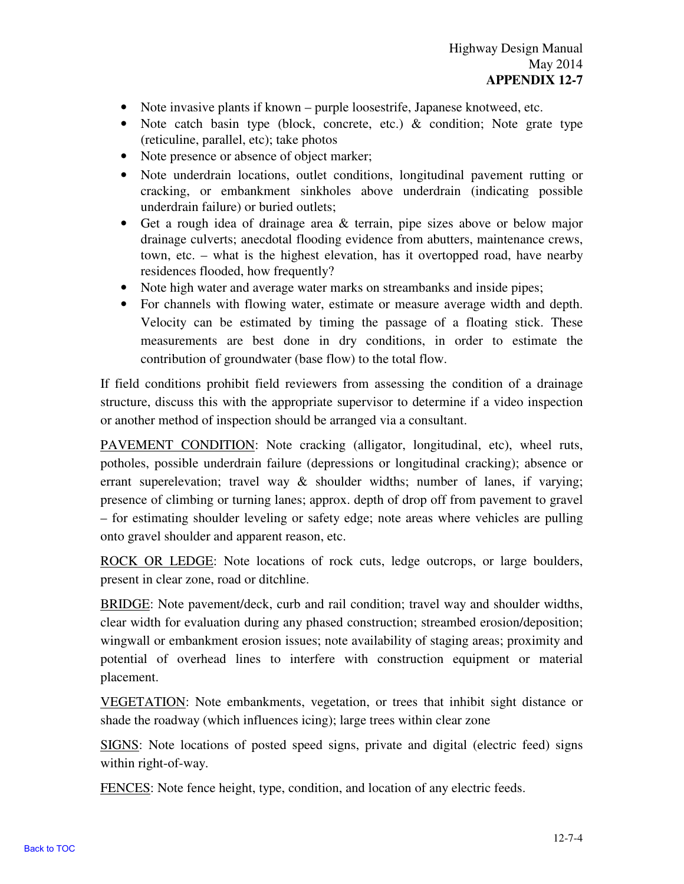- Note invasive plants if known – purple loosestrife, Japanese knotweed, etc.
- Note catch basin type (block, concrete, etc.) & condition; Note grate type (reticuline, parallel, etc); take photos
- Note presence or absence of object marker;
- Note underdrain locations, outlet conditions, longitudinal pavement rutting or cracking, or embankment sinkholes above underdrain (indicating possible underdrain failure) or buried outlets;
- Get a rough idea of drainage area & terrain, pipe sizes above or below major drainage culverts; anecdotal flooding evidence from abutters, maintenance crews, town, etc. – what is the highest elevation, has it overtopped road, have nearby residences flooded, how frequently?
- Note high water and average water marks on streambanks and inside pipes;
- For channels with flowing water, estimate or measure average width and depth. Velocity can be estimated by timing the passage of a floating stick. These measurements are best done in dry conditions, in order to estimate the contribution of groundwater (base flow) to the total flow.

If field conditions prohibit field reviewers from assessing the condition of a drainage structure, discuss this with the appropriate supervisor to determine if a video inspection or another method of inspection should be arranged via a consultant.

<u>PAVEMENT CONDITION</u>: Note cracking (alligator, longitudinal, etc), wheel ruts, potholes, possible underdrain failure (depressions or longitudinal cracking); absence or errant superelevation; travel way & shoulder widths; number of lanes, if varying; presence of climbing or turning lanes; approx. depth of drop off from pavement to gravel – for estimating shoulder leveling or safety edge; note areas where vehicles are pulling onto gravel shoulder and apparent reason, etc.

<u>ROCK OR LEDGE</u>: Note locations of rock cuts, ledge outcrops, or large boulders, present in clear zone, road or ditchline.

<u>BRIDGE</u>: Note pavement/deck, curb and rail condition; travel way and shoulder widths, clear width for evaluation during any phased construction; streambed erosion/deposition; wingwall or embankment erosion issues; note availability of staging areas; proximity and potential of overhead lines to interfere with construction equipment or material placement.

<u>VEGETATION</u>: Note embankments, vegetation, or trees that inhibit sight distance or shade the roadway (which influences icing); large trees within clear zone

<u>SIGNS</u>: Note locations of posted speed signs, private and digital (electric feed) signs within right-of-way.

<u>FENCES</u>: Note fence height, type, condition, and location of any electric feeds.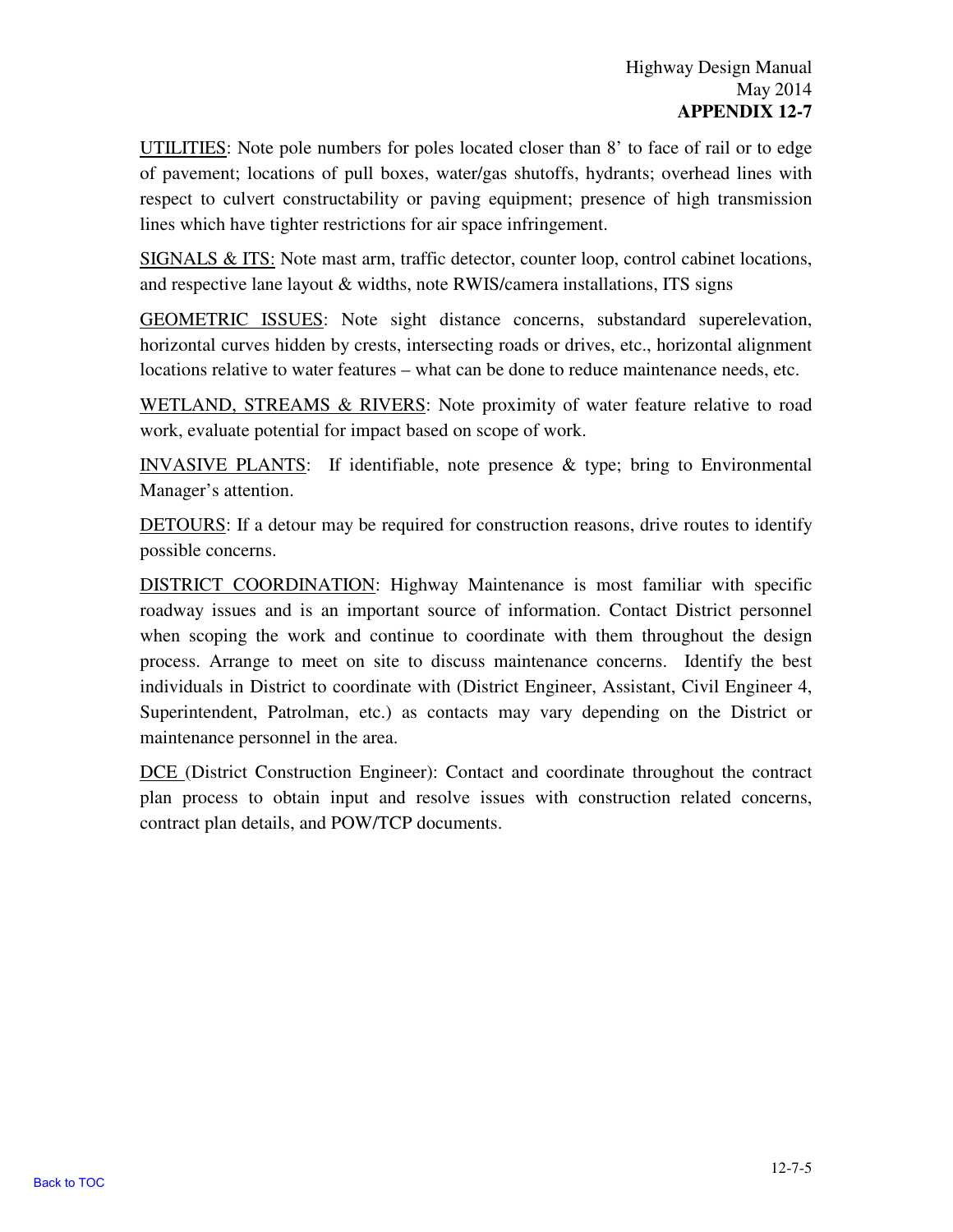UTILITIES: Note pole numbers for poles located closer than 8' to face of rail or to edge of pavement; locations of pull boxes, water/gas shutoffs, hydrants; overhead lines with respect to culvert constructability or paving equipment; presence of high transmission lines which have tighter restrictions for air space infringement.

SIGNALS & ITS: Note mast arm, traffic detector, counter loop, control cabinet locations, and respective lane layout & widths, note RWIS/camera installations, ITS signs

GEOMETRIC ISSUES: Note sight distance concerns, substandard superelevation, horizontal curves hidden by crests, intersecting roads or drives, etc., horizontal alignment locations relative to water features – what can be done to reduce maintenance needs, etc.

WETLAND, STREAMS & RIVERS: Note proximity of water feature relative to road work, evaluate potential for impact based on scope of work.

INVASIVE PLANTS: If identifiable, note presence & type; bring to Environmental Manager's attention.

DETOURS: If a detour may be required for construction reasons, drive routes to identify possible concerns.

DISTRICT COORDINATION: Highway Maintenance is most familiar with specific roadway issues and is an important source of information. Contact District personnel when scoping the work and continue to coordinate with them throughout the design process. Arrange to meet on site to discuss maintenance concerns. Identify the best individuals in District to coordinate with (District Engineer, Assistant, Civil Engineer 4, Superintendent, Patrolman, etc.) as contacts may vary depending on the District or maintenance personnel in the area.

DCE (District Construction Engineer): Contact and coordinate throughout the contract plan process to obtain input and resolve issues with construction related concerns, contract plan details, and POW/TCP documents.